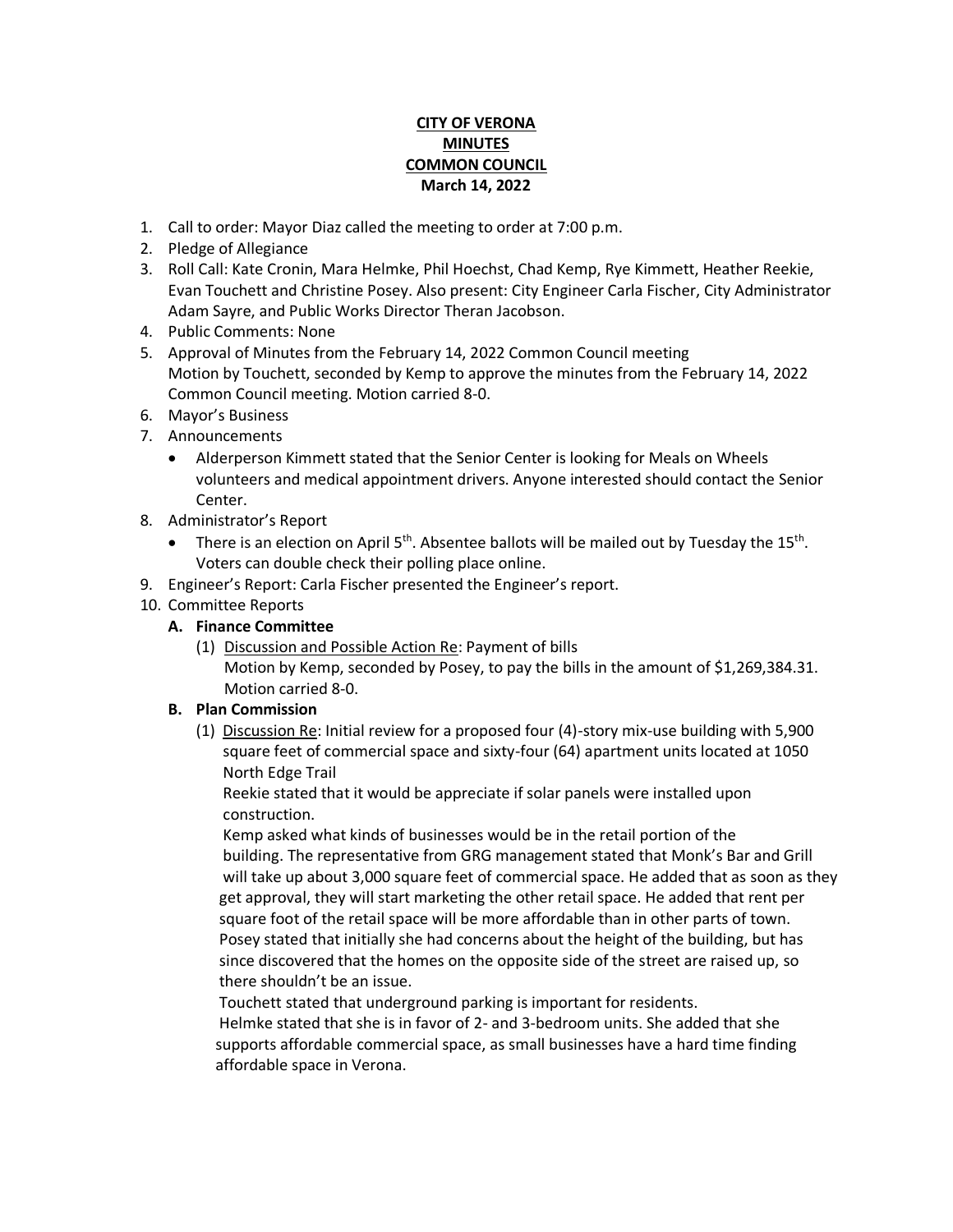# CITY OF VERONA
# MINUTES
# COMMON COUNCIL
# March 14, 2022

1. Call to order: Mayor Diaz called the meeting to order at 7:00 p.m.
2. Pledge of Allegiance
3. Roll Call: Kate Cronin, Mara Helmke, Phil Hoechst, Chad Kemp, Rye Kimmett, Heather Reekie, Evan Touchett and Christine Posey. Also present: City Engineer Carla Fischer, City Administrator Adam Sayre, and Public Works Director Theran Jacobson.
4. Public Comments: None
5. Approval of Minutes from the February 14, 2022 Common Council meeting
   Motion by Touchett, seconded by Kemp to approve the minutes from the February 14, 2022 Common Council meeting. Motion carried 8-0.
6. Mayor's Business
7. Announcements
   - Alderperson Kimmett stated that the Senior Center is looking for Meals on Wheels volunteers and medical appointment drivers. Anyone interested should contact the Senior Center.
8. Administrator's Report
   - There is an election on April 5th. Absentee ballots will be mailed out by Tuesday the 15th. Voters can double check their polling place online.
9. Engineer's Report: Carla Fischer presented the Engineer's report.
10. Committee Reports
    **A. Finance Committee**
    (1) Discussion and Possible Action Re: Payment of bills
    Motion by Kemp, seconded by Posey, to pay the bills in the amount of $1,269,384.31. Motion carried 8-0.

    **B. Plan Commission**
    (1) Discussion Re: Initial review for a proposed four (4)-story mix-use building with 5,900 square feet of commercial space and sixty-four (64) apartment units located at 1050 North Edge Trail
    Reekie stated that it would be appreciate if solar panels were installed upon construction.
    Kemp asked what kinds of businesses would be in the retail portion of the building. The representative from GRG management stated that Monk's Bar and Grill will take up about 3,000 square feet of commercial space. He added that as soon as they get approval, they will start marketing the other retail space. He added that rent per square foot of the retail space will be more affordable than in other parts of town.
    Posey stated that initially she had concerns about the height of the building, but has since discovered that the homes on the opposite side of the street are raised up, so there shouldn't be an issue.
    Touchett stated that underground parking is important for residents.
    Helmke stated that she is in favor of 2- and 3-bedroom units. She added that she supports affordable commercial space, as small businesses have a hard time finding affordable space in Verona.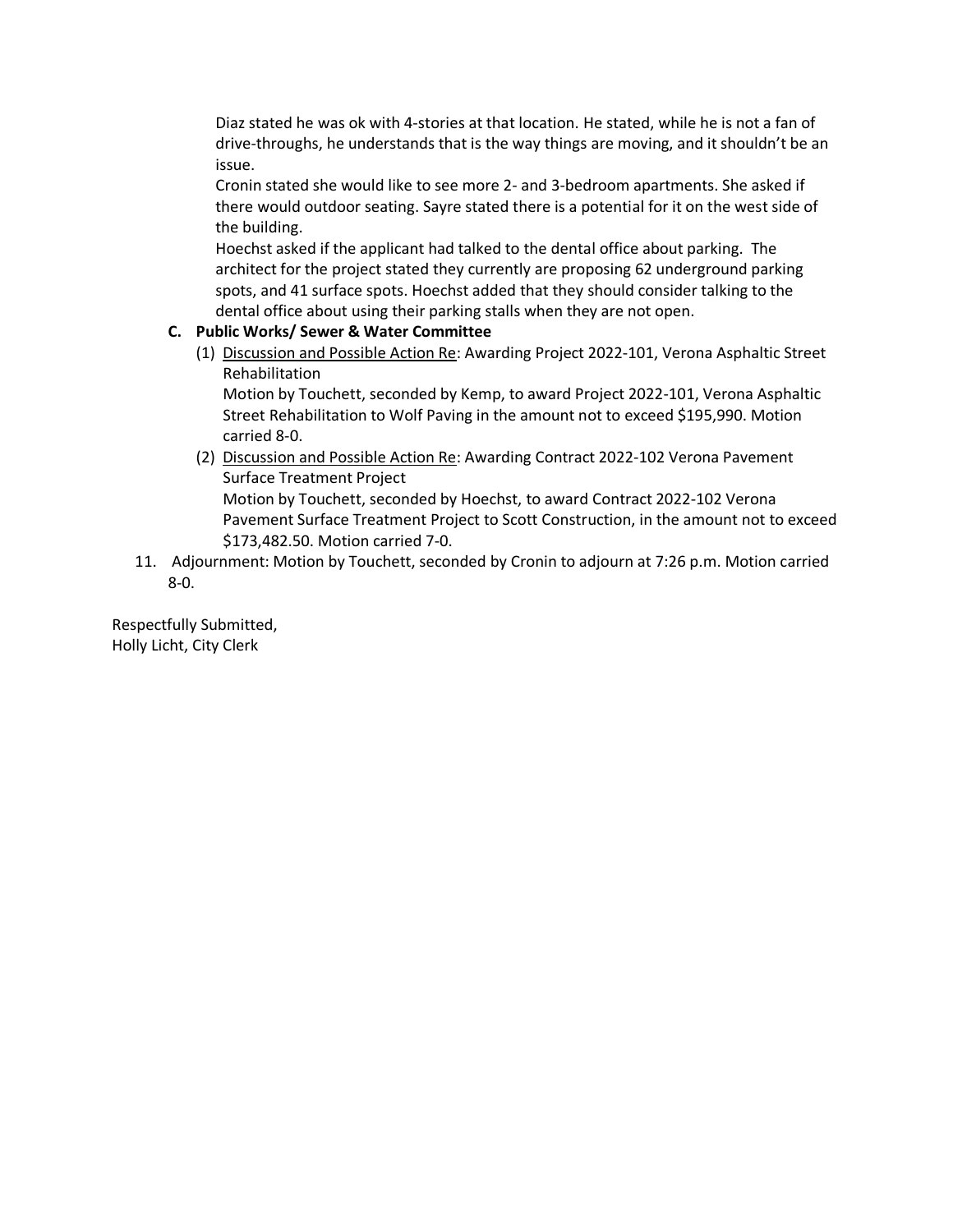Diaz stated he was ok with 4-stories at that location. He stated, while he is not a fan of drive-throughs, he understands that is the way things are moving, and it shouldn't be an issue.

Cronin stated she would like to see more 2- and 3-bedroom apartments. She asked if there would outdoor seating. Sayre stated there is a potential for it on the west side of the building.

Hoechst asked if the applicant had talked to the dental office about parking. The architect for the project stated they currently are proposing 62 underground parking spots, and 41 surface spots. Hoechst added that they should consider talking to the dental office about using their parking stalls when they are not open.

**C. Public Works/ Sewer & Water Committee**

(1) Discussion and Possible Action Re: Awarding Project 2022-101, Verona Asphaltic Street Rehabilitation

Motion by Touchett, seconded by Kemp, to award Project 2022-101, Verona Asphaltic Street Rehabilitation to Wolf Paving in the amount not to exceed $195,990. Motion carried 8-0.

(2) Discussion and Possible Action Re: Awarding Contract 2022-102 Verona Pavement Surface Treatment Project

Motion by Touchett, seconded by Hoechst, to award Contract 2022-102 Verona Pavement Surface Treatment Project to Scott Construction, in the amount not to exceed $173,482.50. Motion carried 7-0.

11. Adjournment: Motion by Touchett, seconded by Cronin to adjourn at 7:26 p.m. Motion carried 8-0.

Respectfully Submitted,
Holly Licht, City Clerk